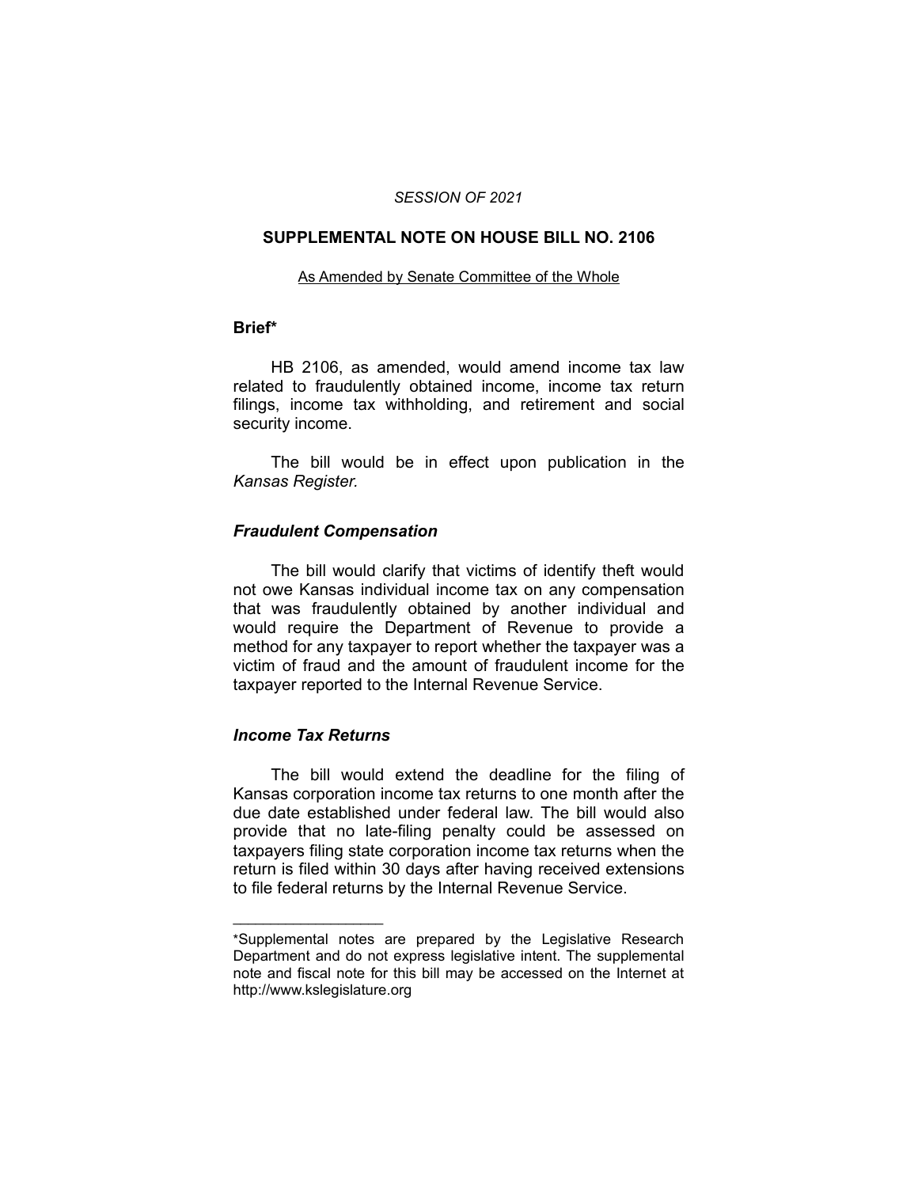*SESSION OF 2021*

## SUPPLEMENTAL NOTE ON HOUSE BILL NO. 2106

As Amended by Senate Committee of the Whole

### Brief*

HB 2106, as amended, would amend income tax law related to fraudulently obtained income, income tax return filings, income tax withholding, and retirement and social security income.

The bill would be in effect upon publication in the *Kansas Register.*

### *Fraudulent Compensation*

The bill would clarify that victims of identify theft would not owe Kansas individual income tax on any compensation that was fraudulently obtained by another individual and would require the Department of Revenue to provide a method for any taxpayer to report whether the taxpayer was a victim of fraud and the amount of fraudulent income for the taxpayer reported to the Internal Revenue Service.

### *Income Tax Returns*

The bill would extend the deadline for the filing of Kansas corporation income tax returns to one month after the due date established under federal law. The bill would also provide that no late-filing penalty could be assessed on taxpayers filing state corporation income tax returns when the return is filed within 30 days after having received extensions to file federal returns by the Internal Revenue Service.

---

*Supplemental notes are prepared by the Legislative Research Department and do not express legislative intent. The supplemental note and fiscal note for this bill may be accessed on the Internet at http://www.kslegislature.org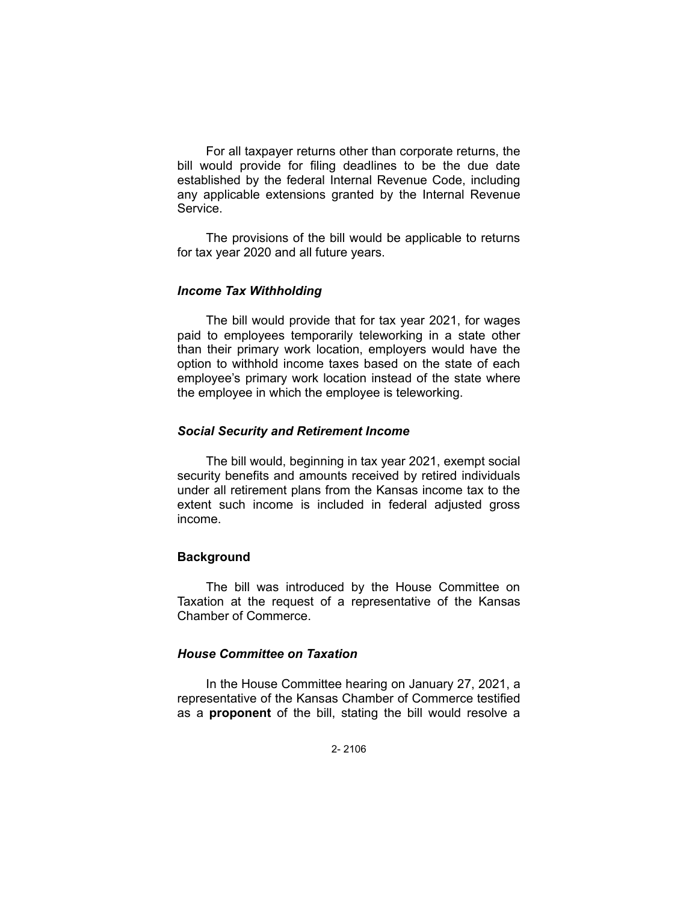For all taxpayer returns other than corporate returns, the bill would provide for filing deadlines to be the due date established by the federal Internal Revenue Code, including any applicable extensions granted by the Internal Revenue Service.

The provisions of the bill would be applicable to returns for tax year 2020 and all future years.

### *Income Tax Withholding*

The bill would provide that for tax year 2021, for wages paid to employees temporarily teleworking in a state other than their primary work location, employers would have the option to withhold income taxes based on the state of each employee's primary work location instead of the state where the employee in which the employee is teleworking.

### *Social Security and Retirement Income*

The bill would, beginning in tax year 2021, exempt social security benefits and amounts received by retired individuals under all retirement plans from the Kansas income tax to the extent such income is included in federal adjusted gross income.

## Background

The bill was introduced by the House Committee on Taxation at the request of a representative of the Kansas Chamber of Commerce.

### *House Committee on Taxation*

In the House Committee hearing on January 27, 2021, a representative of the Kansas Chamber of Commerce testified as a **proponent** of the bill, stating the bill would resolve a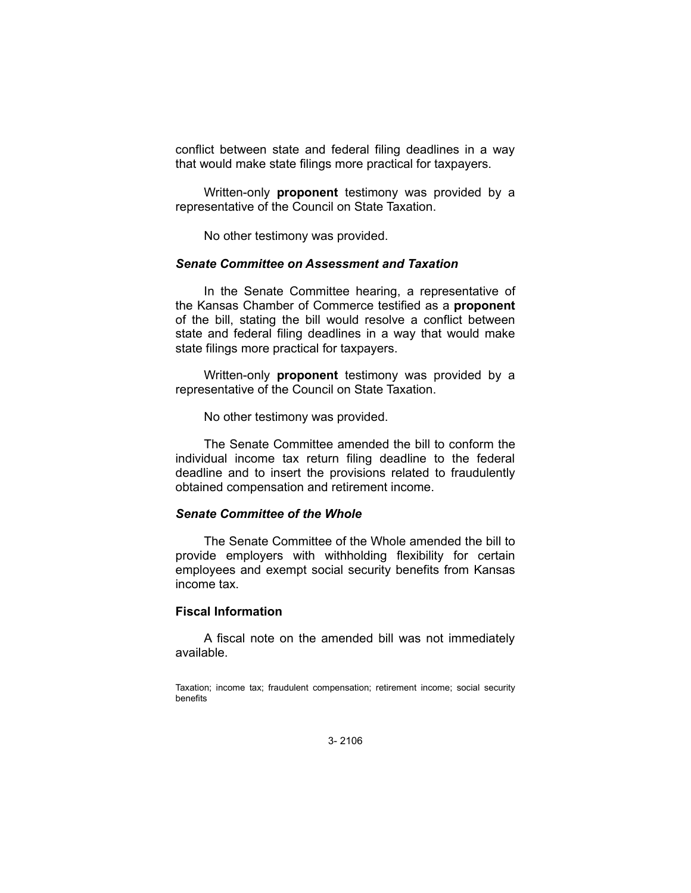conflict between state and federal filing deadlines in a way that would make state filings more practical for taxpayers.

Written-only **proponent** testimony was provided by a representative of the Council on State Taxation.

No other testimony was provided.

### *Senate Committee on Assessment and Taxation*

In the Senate Committee hearing, a representative of the Kansas Chamber of Commerce testified as a **proponent** of the bill, stating the bill would resolve a conflict between state and federal filing deadlines in a way that would make state filings more practical for taxpayers.

Written-only **proponent** testimony was provided by a representative of the Council on State Taxation.

No other testimony was provided.

The Senate Committee amended the bill to conform the individual income tax return filing deadline to the federal deadline and to insert the provisions related to fraudulently obtained compensation and retirement income.

### *Senate Committee of the Whole*

The Senate Committee of the Whole amended the bill to provide employers with withholding flexibility for certain employees and exempt social security benefits from Kansas income tax.

## Fiscal Information

A fiscal note on the amended bill was not immediately available.

Taxation; income tax; fraudulent compensation; retirement income; social security benefits